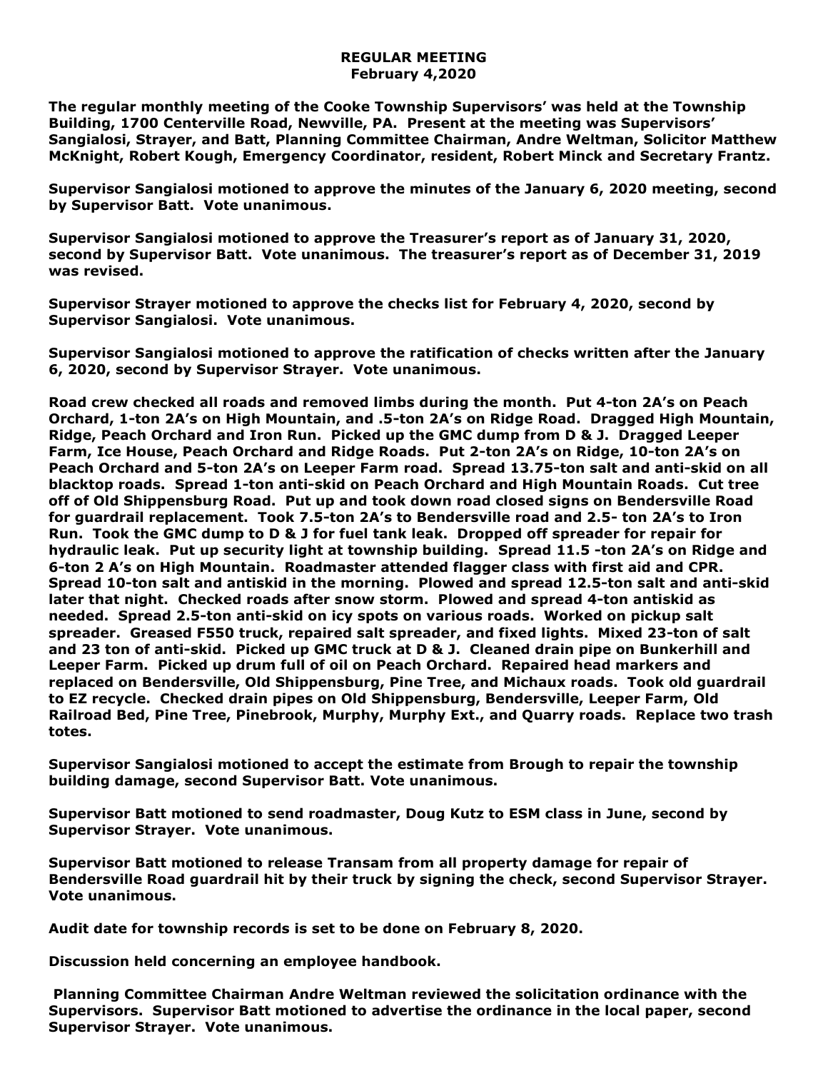**REGULAR MEETING**
**February 4,2020**

**The regular monthly meeting of the Cooke Township Supervisors' was held at the Township Building, 1700 Centerville Road, Newville, PA. Present at the meeting was Supervisors' Sangialosi, Strayer, and Batt, Planning Committee Chairman, Andre Weltman, Solicitor Matthew McKnight, Robert Kough, Emergency Coordinator, resident, Robert Minck and Secretary Frantz.**

**Supervisor Sangialosi motioned to approve the minutes of the January 6, 2020 meeting, second by Supervisor Batt. Vote unanimous.**

**Supervisor Sangialosi motioned to approve the Treasurer's report as of January 31, 2020, second by Supervisor Batt. Vote unanimous. The treasurer's report as of December 31, 2019 was revised.**

**Supervisor Strayer motioned to approve the checks list for February 4, 2020, second by Supervisor Sangialosi. Vote unanimous.**

**Supervisor Sangialosi motioned to approve the ratification of checks written after the January 6, 2020, second by Supervisor Strayer. Vote unanimous.**

**Road crew checked all roads and removed limbs during the month. Put 4-ton 2A's on Peach Orchard, 1-ton 2A's on High Mountain, and .5-ton 2A's on Ridge Road. Dragged High Mountain, Ridge, Peach Orchard and Iron Run. Picked up the GMC dump from D & J. Dragged Leeper Farm, Ice House, Peach Orchard and Ridge Roads. Put 2-ton 2A's on Ridge, 10-ton 2A's on Peach Orchard and 5-ton 2A's on Leeper Farm road. Spread 13.75-ton salt and anti-skid on all blacktop roads. Spread 1-ton anti-skid on Peach Orchard and High Mountain Roads. Cut tree off of Old Shippensburg Road. Put up and took down road closed signs on Bendersville Road for guardrail replacement. Took 7.5-ton 2A's to Bendersville road and 2.5- ton 2A's to Iron Run. Took the GMC dump to D & J for fuel tank leak. Dropped off spreader for repair for hydraulic leak. Put up security light at township building. Spread 11.5 -ton 2A's on Ridge and 6-ton 2 A's on High Mountain. Roadmaster attended flagger class with first aid and CPR. Spread 10-ton salt and antiskid in the morning. Plowed and spread 12.5-ton salt and anti-skid later that night. Checked roads after snow storm. Plowed and spread 4-ton antiskid as needed. Spread 2.5-ton anti-skid on icy spots on various roads. Worked on pickup salt spreader. Greased F550 truck, repaired salt spreader, and fixed lights. Mixed 23-ton of salt and 23 ton of anti-skid. Picked up GMC truck at D & J. Cleaned drain pipe on Bunkerhill and Leeper Farm. Picked up drum full of oil on Peach Orchard. Repaired head markers and replaced on Bendersville, Old Shippensburg, Pine Tree, and Michaux roads. Took old guardrail to EZ recycle. Checked drain pipes on Old Shippensburg, Bendersville, Leeper Farm, Old Railroad Bed, Pine Tree, Pinebrook, Murphy, Murphy Ext., and Quarry roads. Replace two trash totes.**

**Supervisor Sangialosi motioned to accept the estimate from Brough to repair the township building damage, second Supervisor Batt. Vote unanimous.**

**Supervisor Batt motioned to send roadmaster, Doug Kutz to ESM class in June, second by Supervisor Strayer. Vote unanimous.**

**Supervisor Batt motioned to release Transam from all property damage for repair of Bendersville Road guardrail hit by their truck by signing the check, second Supervisor Strayer. Vote unanimous.**

**Audit date for township records is set to be done on February 8, 2020.**

**Discussion held concerning an employee handbook.**

**Planning Committee Chairman Andre Weltman reviewed the solicitation ordinance with the Supervisors. Supervisor Batt motioned to advertise the ordinance in the local paper, second Supervisor Strayer. Vote unanimous.**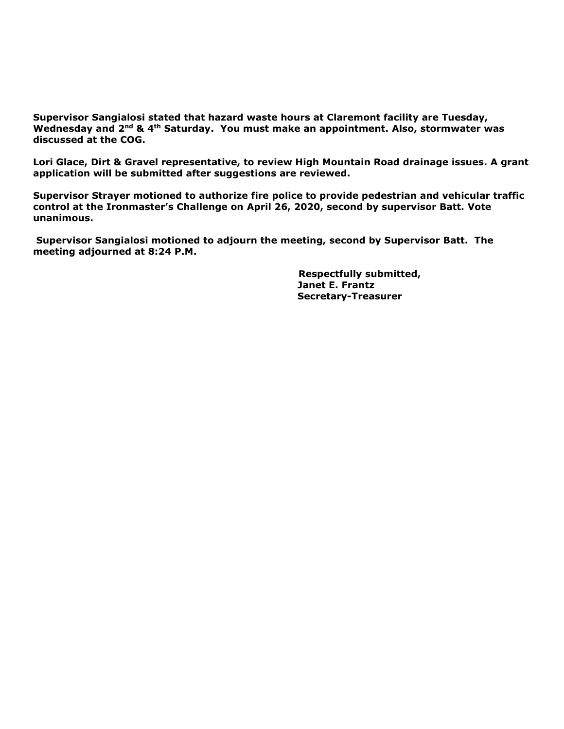**Supervisor Sangialosi stated that hazard waste hours at Claremont facility are Tuesday, Wednesday and 2nd & 4th Saturday. You must make an appointment. Also, stormwater was discussed at the COG.**

**Lori Glace, Dirt & Gravel representative, to review High Mountain Road drainage issues. A grant application will be submitted after suggestions are reviewed.**

**Supervisor Strayer motioned to authorize fire police to provide pedestrian and vehicular traffic control at the Ironmaster's Challenge on April 26, 2020, second by supervisor Batt. Vote unanimous.**

**Supervisor Sangialosi motioned to adjourn the meeting, second by Supervisor Batt. The meeting adjourned at 8:24 P.M.**

**Respectfully submitted,**
**Janet E. Frantz**
**Secretary-Treasurer**